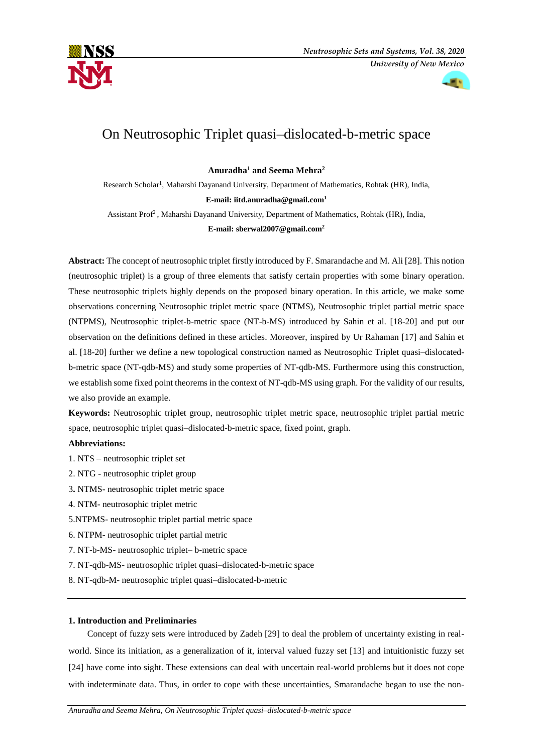# On Neutrosophic Triplet quasi–dislocated-b-metric space

**Anuradha[1] and Seema Mehra[2]**

Research Scholar[1], Maharshi Dayanand University, Department of Mathematics, Rohtak (HR), India,

**E-mail: iitd.anuradha@gmail.com[1]**

Assistant Prof[2], Maharshi Dayanand University, Department of Mathematics, Rohtak (HR), India,

**E-mail: sberwal2007@gmail.com[2]**

**Abstract:** The concept of neutrosophic triplet firstly introduced by F. Smarandache and M. Ali [28]. This notion (neutrosophic triplet) is a group of three elements that satisfy certain properties with some binary operation. These neutrosophic triplets highly depends on the proposed binary operation. In this article, we make some observations concerning Neutrosophic triplet metric space (NTMS), Neutrosophic triplet partial metric space (NTPMS), Neutrosophic triplet-b-metric space (NT-b-MS) introduced by Sahin et al. [18-20] and put our observation on the definitions defined in these articles. Moreover, inspired by Ur Rahaman [17] and Sahin et al. [18-20] further we define a new topological construction named as Neutrosophic Triplet quasi–dislocated-b-metric space (NT-qdb-MS) and study some properties of NT-qdb-MS. Furthermore using this construction, we establish some fixed point theorems in the context of NT-qdb-MS using graph. For the validity of our results, we also provide an example.

**Keywords:** Neutrosophic triplet group, neutrosophic triplet metric space, neutrosophic triplet partial metric space, neutrosophic triplet quasi–dislocated-b-metric space, fixed point, graph.

**Abbreviations:**

1. NTS – neutrosophic triplet set
2. NTG - neutrosophic triplet group
3. NTMS- neutrosophic triplet metric space
4. NTM- neutrosophic triplet metric
5. NTPMS- neutrosophic triplet partial metric space
6. NTPM- neutrosophic triplet partial metric
7. NT-b-MS- neutrosophic triplet– b-metric space
7. NT-qdb-MS- neutrosophic triplet quasi–dislocated-b-metric space
8. NT-qdb-M- neutrosophic triplet quasi–dislocated-b-metric

---

## 1. Introduction and Preliminaries

Concept of fuzzy sets were introduced by Zadeh [29] to deal the problem of uncertainty existing in real-world. Since its initiation, as a generalization of it, interval valued fuzzy set [13] and intuitionistic fuzzy set [24] have come into sight. These extensions can deal with uncertain real-world problems but it does not cope with indeterminate data. Thus, in order to cope with these uncertainties, Smarandache began to use the non-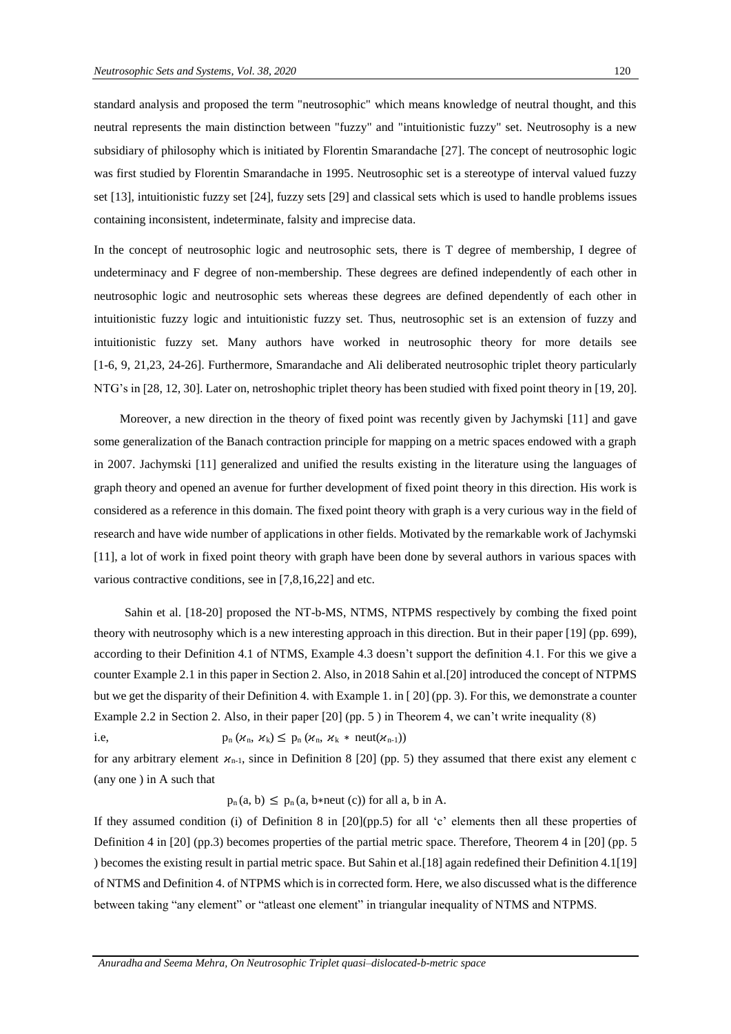standard analysis and proposed the term "neutrosophic" which means knowledge of neutral thought, and this neutral represents the main distinction between "fuzzy" and "intuitionistic fuzzy" set. Neutrosophy is a new subsidiary of philosophy which is initiated by Florentin Smarandache [27]. The concept of neutrosophic logic was first studied by Florentin Smarandache in 1995. Neutrosophic set is a stereotype of interval valued fuzzy set [13], intuitionistic fuzzy set [24], fuzzy sets [29] and classical sets which is used to handle problems issues containing inconsistent, indeterminate, falsity and imprecise data.

In the concept of neutrosophic logic and neutrosophic sets, there is T degree of membership, I degree of undeterminacy and F degree of non-membership. These degrees are defined independently of each other in neutrosophic logic and neutrosophic sets whereas these degrees are defined dependently of each other in intuitionistic fuzzy logic and intuitionistic fuzzy set. Thus, neutrosophic set is an extension of fuzzy and intuitionistic fuzzy set. Many authors have worked in neutrosophic theory for more details see [1-6, 9, 21,23, 24-26]. Furthermore, Smarandache and Ali deliberated neutrosophic triplet theory particularly NTG's in [28, 12, 30]. Later on, netroshophic triplet theory has been studied with fixed point theory in [19, 20].

Moreover, a new direction in the theory of fixed point was recently given by Jachymski [11] and gave some generalization of the Banach contraction principle for mapping on a metric spaces endowed with a graph in 2007. Jachymski [11] generalized and unified the results existing in the literature using the languages of graph theory and opened an avenue for further development of fixed point theory in this direction. His work is considered as a reference in this domain. The fixed point theory with graph is a very curious way in the field of research and have wide number of applications in other fields. Motivated by the remarkable work of Jachymski [11], a lot of work in fixed point theory with graph have been done by several authors in various spaces with various contractive conditions, see in [7,8,16,22] and etc.

Sahin et al. [18-20] proposed the NT-b-MS, NTMS, NTPMS respectively by combing the fixed point theory with neutrosophy which is a new interesting approach in this direction. But in their paper [19] (pp. 699), according to their Definition 4.1 of NTMS, Example 4.3 doesn't support the definition 4.1. For this we give a counter Example 2.1 in this paper in Section 2. Also, in 2018 Sahin et al.[20] introduced the concept of NTPMS but we get the disparity of their Definition 4. with Example 1. in [ 20] (pp. 3). For this, we demonstrate a counter Example 2.2 in Section 2. Also, in their paper [20] (pp. 5 ) in Theorem 4, we can't write inequality (8)

i.e, $$p_n(\varkappa_n, \varkappa_k) \leq p_n(\varkappa_n, \varkappa_k * \text{neut}(\varkappa_{n-1}))$$

for any arbitrary element $\varkappa_{n-1}$, since in Definition 8 [20] (pp. 5) they assumed that there exist any element c (any one ) in A such that

$$p_n(a, b) \leq p_n(a, b*\text{neut}(c)) \text{ for all a, b in A.}$$

If they assumed condition (i) of Definition 8 in [20](pp.5) for all 'c' elements then all these properties of Definition 4 in [20] (pp.3) becomes properties of the partial metric space. Therefore, Theorem 4 in [20] (pp. 5 ) becomes the existing result in partial metric space. But Sahin et al.[18] again redefined their Definition 4.1[19] of NTMS and Definition 4. of NTPMS which is in corrected form. Here, we also discussed what is the difference between taking "any element" or "atleast one element" in triangular inequality of NTMS and NTPMS.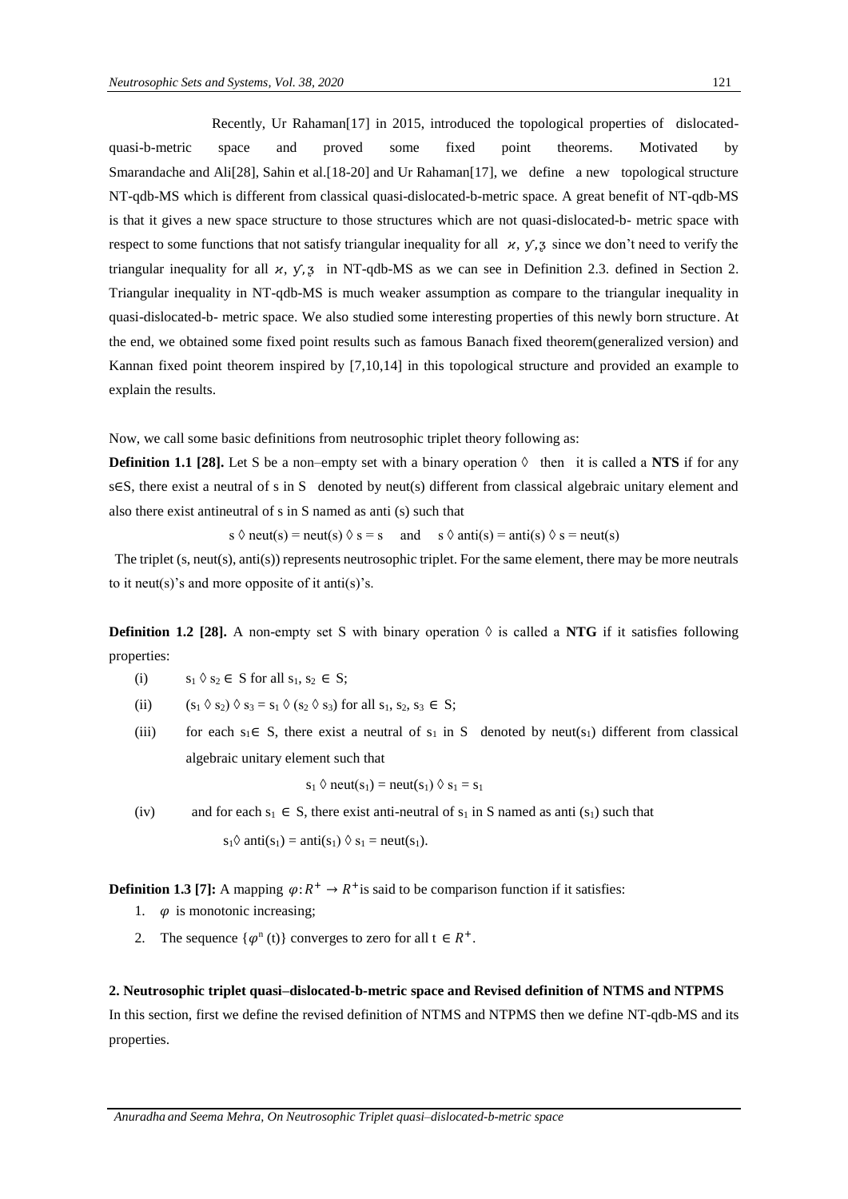Recently, Ur Rahaman[17] in 2015, introduced the topological properties of dislocated-quasi-b-metric space and proved some fixed point theorems. Motivated by Smarandache and Ali[28], Sahin et al.[18-20] and Ur Rahaman[17], we define a new topological structure NT-qdb-MS which is different from classical quasi-dislocated-b-metric space. A great benefit of NT-qdb-MS is that it gives a new space structure to those structures which are not quasi-dislocated-b- metric space with respect to some functions that not satisfy triangular inequality for all $\varkappa$, $y$, $z$ since we don't need to verify the triangular inequality for all $\varkappa$, $y$, $z$ in NT-qdb-MS as we can see in Definition 2.3. defined in Section 2. Triangular inequality in NT-qdb-MS is much weaker assumption as compare to the triangular inequality in quasi-dislocated-b- metric space. We also studied some interesting properties of this newly born structure. At the end, we obtained some fixed point results such as famous Banach fixed theorem(generalized version) and Kannan fixed point theorem inspired by [7,10,14] in this topological structure and provided an example to explain the results.

Now, we call some basic definitions from neutrosophic triplet theory following as:

**Definition 1.1 [28].** Let S be a non–empty set with a binary operation $\Diamond$ then it is called a **NTS** if for any $s \in S$, there exist a neutral of s in S denoted by neut(s) different from classical algebraic unitary element and also there exist antineutral of s in S named as anti (s) such that

$$s \Diamond \text{neut}(s) = \text{neut}(s) \Diamond s = s \quad \text{and} \quad s \Diamond \text{anti}(s) = \text{anti}(s) \Diamond s = \text{neut}(s)$$

The triplet (s, neut(s), anti(s)) represents neutrosophic triplet. For the same element, there may be more neutrals to it neut(s)'s and more opposite of it anti(s)'s.

**Definition 1.2 [28].** A non-empty set S with binary operation $\Diamond$ is called a **NTG** if it satisfies following properties:

(i) $s_1 \Diamond s_2 \in S$ for all $s_1, s_2 \in S$;

(ii) $(s_1 \Diamond s_2) \Diamond s_3 = s_1 \Diamond (s_2 \Diamond s_3)$ for all $s_1, s_2, s_3 \in S$;

(iii) for each $s_1 \in S$, there exist a neutral of $s_1$ in S denoted by neut($s_1$) different from classical algebraic unitary element such that

$$s_1 \Diamond \text{neut}(s_1) = \text{neut}(s_1) \Diamond s_1 = s_1$$

(iv) and for each $s_1 \in S$, there exist anti-neutral of $s_1$ in S named as anti ($s_1$) such that

$$s_1 \Diamond \text{anti}(s_1) = \text{anti}(s_1) \Diamond s_1 = \text{neut}(s_1).$$

**Definition 1.3 [7]:** A mapping $\varphi: R^+ \to R^+$ is said to be comparison function if it satisfies:

1. $\varphi$ is monotonic increasing;
2. The sequence $\{\varphi^n(t)\}$ converges to zero for all $t \in R^+$.

## 2. Neutrosophic triplet quasi–dislocated-b-metric space and Revised definition of NTMS and NTPMS

In this section, first we define the revised definition of NTMS and NTPMS then we define NT-qdb-MS and its properties.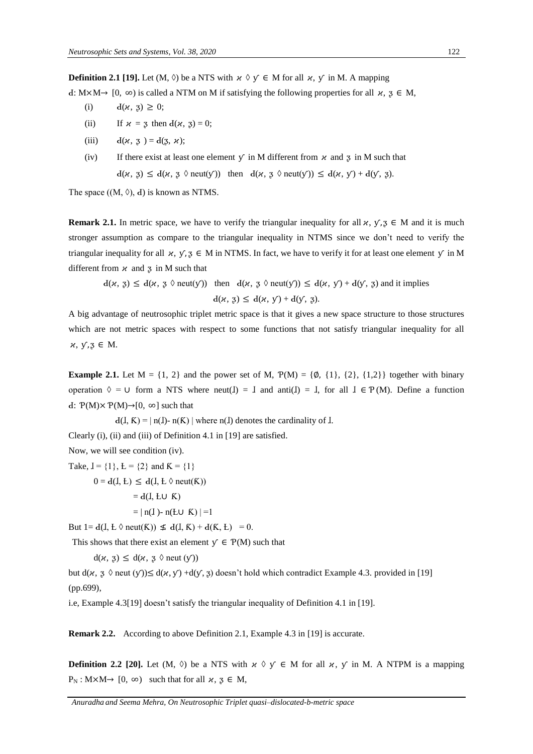**Definition 2.1 [19].** Let (M, $\Diamond$) be a NTS with $ϰ \Diamond y \in$ M for all $ϰ$, $y$ in M. A mapping $d$: M×M→ [0, ∞) is called a NTM on M if satisfying the following properties for all $ϰ$, $ʒ \in$ M,

(i) $d(ϰ, ʒ) \geq 0$;

(ii) If $ϰ = ʒ$ then $d(ϰ, ʒ) = 0$;

(iii) $d(ϰ, ʒ) = d(ʒ, ϰ)$;

(iv) If there exist at least one element $y$ in M different from $ϰ$ and $ʒ$ in M such that $d(ϰ, ʒ) \leq d(ϰ, ʒ \Diamond \text{neut}(y))$ then $d(ϰ, ʒ \Diamond \text{neut}(y)) \leq d(ϰ, y) + d(y, ʒ)$.

The space ((M, $\Diamond$), $d$) is known as NTMS.

**Remark 2.1.** In metric space, we have to verify the triangular inequality for all $ϰ, y, ʒ \in$ M and it is much stronger assumption as compare to the triangular inequality in NTMS since we don't need to verify the triangular inequality for all $ϰ, y, ʒ \in$ M in NTMS. In fact, we have to verify it for at least one element $y$ in M different from $ϰ$ and $ʒ$ in M such that

$d(ϰ, ʒ) \leq d(ϰ, ʒ \Diamond \text{neut}(y))$ then $d(ϰ, ʒ \Diamond \text{neut}(y)) \leq d(ϰ, y) + d(y, ʒ)$ and it implies

$$d(ϰ, ʒ) \leq d(ϰ, y) + d(y, ʒ).$$

A big advantage of neutrosophic triplet metric space is that it gives a new space structure to those structures which are not metric spaces with respect to some functions that not satisfy triangular inequality for all $ϰ, y, ʒ \in$ M.

**Example 2.1.** Let M = {1, 2} and the power set of M, $\mathcal{P}$(M) = {∅, {1}, {2}, {1,2}} together with binary operation $\Diamond = \cup$ form a NTS where neut(Ɉ) = Ɉ and anti(Ɉ) = Ɉ, for all Ɉ $\in \mathcal{P}$(M). Define a function $d$: $\mathcal{P}$(M)× $\mathcal{P}$(M)→[0, ∞] such that

$d$(Ɉ, Ꝁ) = | n(Ɉ)- n(Ꝁ) | where n(Ɉ) denotes the cardinality of Ɉ.

Clearly (i), (ii) and (iii) of Definition 4.1 in [19] are satisfied.

Now, we will see condition (iv).

Take, Ɉ = {1}, Ł = {2} and Ꝁ = {1}

$0 = d$(Ɉ, Ł) $\leq d$(Ɉ, Ł $\Diamond$ neut(Ꝁ))

$= d$(Ɉ, Ł∪ Ꝁ)

$=$ | n(Ɉ )- n(Ł∪ Ꝁ) | =1

But 1= $d$(Ɉ, Ł $\Diamond$ neut(Ꝁ)) $\nleq d$(Ɉ, Ꝁ) + $d$(Ꝁ, Ł) = 0.

This shows that there exist an element $y \in \mathcal{P}$(M) such that

$d(ϰ, ʒ) \leq d(ϰ, ʒ \Diamond \text{neut}(y))$

but $d(ϰ, ʒ \Diamond \text{neut}(y)) \leq d(ϰ, y) + d(y, ʒ)$ doesn't hold which contradict Example 4.3. provided in [19] (pp.699),

i.e, Example 4.3[19] doesn't satisfy the triangular inequality of Definition 4.1 in [19].

**Remark 2.2.** According to above Definition 2.1, Example 4.3 in [19] is accurate.

**Definition 2.2 [20].** Let (M, $\Diamond$) be a NTS with $ϰ \Diamond y \in$ M for all $ϰ$, $y$ in M. A NTPM is a mapping $P_N$ : M×M→ [0, ∞) such that for all $ϰ$, $ʒ \in$ M,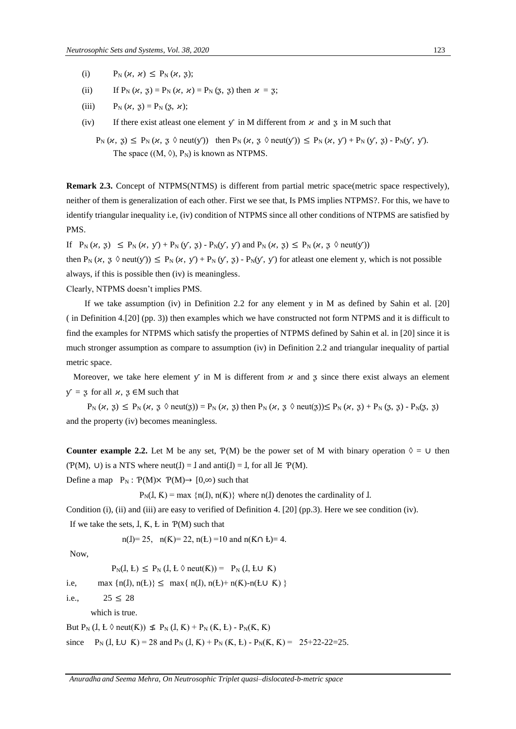(i) $P_N(\varkappa, \varkappa) \leq P_N(\varkappa, \mathfrak{z})$;

(ii) If $P_N(\varkappa, \mathfrak{z}) = P_N(\varkappa, \varkappa) = P_N(\mathfrak{z}, \mathfrak{z})$ then $\varkappa = \mathfrak{z}$;

(iii) $P_N(\varkappa, \mathfrak{z}) = P_N(\mathfrak{z}, \varkappa)$;

(iv) If there exist atleast one element $y$ in M different from $\varkappa$ and $\mathfrak{z}$ in M such that

$P_N(\varkappa, \mathfrak{z}) \leq P_N(\varkappa, \mathfrak{z} \lozenge \text{neut}(y))$ then $P_N(\varkappa, \mathfrak{z} \lozenge \text{neut}(y)) \leq P_N(\varkappa, y) + P_N(y, \mathfrak{z}) - P_N(y, y)$.
The space $((M, \lozenge), P_N)$ is known as NTPMS.

**Remark 2.3.** Concept of NTPMS(NTMS) is different from partial metric space(metric space respectively), neither of them is generalization of each other. First we see that, Is PMS implies NTPMS?. For this, we have to identify triangular inequality i.e, (iv) condition of NTPMS since all other conditions of NTPMS are satisfied by PMS.

If $P_N(\varkappa, \mathfrak{z}) \leq P_N(\varkappa, y) + P_N(y, \mathfrak{z}) - P_N(y, y)$ and $P_N(\varkappa, \mathfrak{z}) \leq P_N(\varkappa, \mathfrak{z} \lozenge \text{neut}(y))$

then $P_N(\varkappa, \mathfrak{z} \lozenge \text{neut}(y)) \leq P_N(\varkappa, y) + P_N(y, \mathfrak{z}) - P_N(y, y)$ for atleast one element y, which is not possible always, if this is possible then (iv) is meaningless.

Clearly, NTPMS doesn't implies PMS.

If we take assumption (iv) in Definition 2.2 for any element y in M as defined by Sahin et al. [20] ( in Definition 4.[20] (pp. 3)) then examples which we have constructed not form NTPMS and it is difficult to find the examples for NTPMS which satisfy the properties of NTPMS defined by Sahin et al. in [20] since it is much stronger assumption as compare to assumption (iv) in Definition 2.2 and triangular inequality of partial metric space.

Moreover, we take here element $y$ in M is different from $\varkappa$ and $\mathfrak{z}$ since there exist always an element $y = \mathfrak{z}$ for all $\varkappa, \mathfrak{z} \in M$ such that

$P_N(\varkappa, \mathfrak{z}) \leq P_N(\varkappa, \mathfrak{z} \lozenge \text{neut}(\mathfrak{z})) = P_N(\varkappa, \mathfrak{z})$ then $P_N(\varkappa, \mathfrak{z} \lozenge \text{neut}(\mathfrak{z})) \leq P_N(\varkappa, \mathfrak{z}) + P_N(\mathfrak{z}, \mathfrak{z}) - P_N(\mathfrak{z}, \mathfrak{z})$ and the property (iv) becomes meaningless.

**Counter example 2.2.** Let M be any set, $\mathcal{P}(M)$ be the power set of M with binary operation $\lozenge = \cup$ then $(\mathcal{P}(M), \cup)$ is a NTS where $\text{neut}(I) = I$ and $\text{anti}(I) = I$, for all $I \in \mathcal{P}(M)$.

Define a map $P_N : \mathcal{P}(M) \times \mathcal{P}(M) \rightarrow [0, \infty)$ such that

$$P_N(I, K) = \max\{n(I), n(K)\} \text{ where } n(I) \text{ denotes the cardinality of } I.$$

Condition (i), (ii) and (iii) are easy to verified of Definition 4. [20] (pp.3). Here we see condition (iv).

If we take the sets, $I$, $K$, $Ł$ in $\mathcal{P}(M)$ such that

$$n(I) = 25, \quad n(K) = 22, \; n(Ł) = 10 \text{ and } n(K \cap Ł) = 4.$$

Now,

$$P_N(I, Ł) \leq P_N(I, Ł \lozenge \text{neut}(K)) = P_N(I, Ł \cup K)$$

i.e, $\max\{n(I), n(Ł)\} \leq \max\{n(I), n(Ł) + n(K) - n(Ł \cup K)\}$

i.e., $25 \leq 28$

which is true.

But $P_N(I, Ł \lozenge \text{neut}(K)) \nleq P_N(I, K) + P_N(K, Ł) - P_N(K, K)$

since $P_N(I, Ł \cup K) = 28$ and $P_N(I, K) + P_N(K, Ł) - P_N(K, K) = 25 + 22 - 22 = 25$.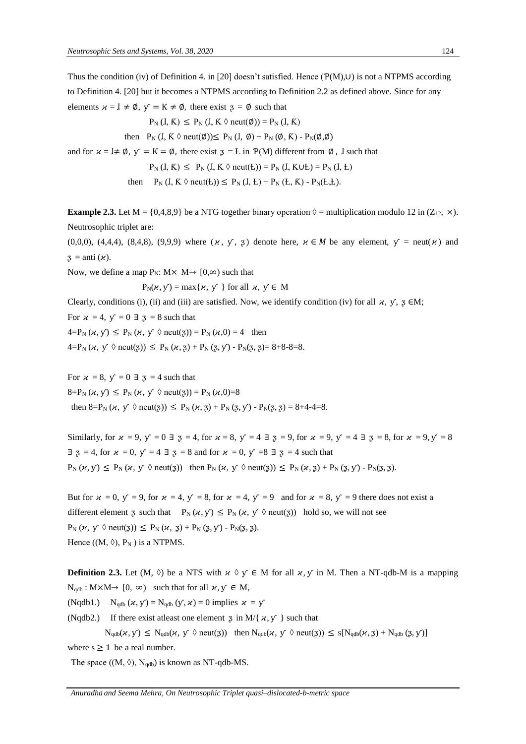Thus the condition (iv) of Definition 4. in [20] doesn't satisfied. Hence $(\mathcal{P}(M),\cup)$ is not a NTPMS according to Definition 4. [20] but it becomes a NTPMS according to Definition 2.2 as defined above. Since for any elements $\varkappa = Ɉ \neq \emptyset$, $\mathcal{y} = K \neq \emptyset$, there exist $\mathfrak{z} = \emptyset$ such that

$$P_N(Ɉ, K) \leq P_N(Ɉ, K \lozenge \text{neut}(\emptyset)) = P_N(Ɉ, K)$$

$$\text{then} \quad P_N(Ɉ, K \lozenge \text{neut}(\emptyset)) \leq P_N(Ɉ, \emptyset) + P_N(\emptyset, K) - P_N(\emptyset,\emptyset)$$

and for $\varkappa = Ɉ \neq \emptyset$, $\mathcal{y} = K = \emptyset$, there exist $\mathfrak{z} = Ł$ in $\mathcal{P}(M)$ different from $\emptyset$, Ɉ such that

$$P_N(Ɉ, K) \leq P_N(Ɉ, K \lozenge \text{neut}(Ł)) = P_N(Ɉ, K \cup Ł) = P_N(Ɉ, Ł)$$

$$\text{then} \quad P_N(Ɉ, K \lozenge \text{neut}(Ł)) \leq P_N(Ɉ, Ł) + P_N(Ł, K) - P_N(Ł,Ł).$$

**Example 2.3.** Let M = {0,4,8,9} be a NTG together binary operation $\lozenge$ = multiplication modulo 12 in $(Z_{12}, \times)$. Neutrosophic triplet are:

(0,0,0), (4,4,4), (8,4,8), (9,9,9) where $(\varkappa, \mathcal{y}, \mathfrak{z})$ denote here, $\varkappa \in M$ be any element, $\mathcal{y} = \text{neut}(\varkappa)$ and $\mathfrak{z} = \text{anti}(\varkappa)$.

Now, we define a map $P_N$: $M \times M \rightarrow [0,\infty)$ such that

$$P_N(\varkappa, \mathcal{y}) = \max\{\varkappa, \mathcal{y}\} \text{ for all } \varkappa, \mathcal{y} \in M$$

Clearly, conditions (i), (ii) and (iii) are satisfied. Now, we identify condition (iv) for all $\varkappa, \mathcal{y}, \mathfrak{z} \in M$;

For $\varkappa = 4$, $\mathcal{y} = 0$ $\exists$ $\mathfrak{z} = 8$ such that

$4 = P_N(\varkappa, \mathcal{y}) \leq P_N(\varkappa, \mathcal{y} \lozenge \text{neut}(\mathfrak{z})) = P_N(\varkappa, 0) = 4$ then

$4 = P_N(\varkappa, \mathcal{y} \lozenge \text{neut}(\mathfrak{z})) \leq P_N(\varkappa, \mathfrak{z}) + P_N(\mathfrak{z}, \mathcal{y}) - P_N(\mathfrak{z}, \mathfrak{z}) = 8+8-8=8.$

For $\varkappa = 8$, $\mathcal{y} = 0$ $\exists$ $\mathfrak{z} = 4$ such that

$8 = P_N(\varkappa, \mathcal{y}) \leq P_N(\varkappa, \mathcal{y} \lozenge \text{neut}(\mathfrak{z})) = P_N(\varkappa, 0) = 8$

then $8 = P_N(\varkappa, \mathcal{y} \lozenge \text{neut}(\mathfrak{z})) \leq P_N(\varkappa, \mathfrak{z}) + P_N(\mathfrak{z}, \mathcal{y}) - P_N(\mathfrak{z}, \mathfrak{z}) = 8+4-4=8.$

Similarly, for $\varkappa = 9$, $\mathcal{y} = 0$ $\exists$ $\mathfrak{z} = 4$, for $\varkappa = 8$, $\mathcal{y} = 4$ $\exists$ $\mathfrak{z} = 9$, for $\varkappa = 9$, $\mathcal{y} = 4$ $\exists$ $\mathfrak{z} = 8$, for $\varkappa = 9$, $\mathcal{y} = 8$ $\exists$ $\mathfrak{z} = 4$, for $\varkappa = 0$, $\mathcal{y} = 4$ $\exists$ $\mathfrak{z} = 8$ and for $\varkappa = 0$, $\mathcal{y} = 8$ $\exists$ $\mathfrak{z} = 4$ such that

$P_N(\varkappa, \mathcal{y}) \leq P_N(\varkappa, \mathcal{y} \lozenge \text{neut}(\mathfrak{z}))$ then $P_N(\varkappa, \mathcal{y} \lozenge \text{neut}(\mathfrak{z})) \leq P_N(\varkappa, \mathfrak{z}) + P_N(\mathfrak{z}, \mathcal{y}) - P_N(\mathfrak{z}, \mathfrak{z})$.

But for $\varkappa = 0$, $\mathcal{y} = 9$, for $\varkappa = 4$, $\mathcal{y} = 8$, for $\varkappa = 4$, $\mathcal{y} = 9$ and for $\varkappa = 8$, $\mathcal{y} = 9$ there does not exist a different element $\mathfrak{z}$ such that $P_N(\varkappa, \mathcal{y}) \leq P_N(\varkappa, \mathcal{y} \lozenge \text{neut}(\mathfrak{z}))$ hold so, we will not see $P_N(\varkappa, \mathcal{y} \lozenge \text{neut}(\mathfrak{z})) \leq P_N(\varkappa, \mathfrak{z}) + P_N(\mathfrak{z}, \mathcal{y}) - P_N(\mathfrak{z}, \mathfrak{z})$.

Hence $((M, \lozenge), P_N)$ is a NTPMS.

**Definition 2.3.** Let $(M, \lozenge)$ be a NTS with $\varkappa \lozenge \mathcal{y} \in M$ for all $\varkappa, \mathcal{y}$ in M. Then a NT-qdb-M is a mapping $N_{qdb}: M \times M \rightarrow [0, \infty)$ such that for all $\varkappa, \mathcal{y} \in M$,

(Nqdb1.) $N_{qdb}(\varkappa, \mathcal{y}) = N_{qdb}(\mathcal{y}, \varkappa) = 0$ implies $\varkappa = \mathcal{y}$

(Nqdb2.) If there exist atleast one element $\mathfrak{z}$ in $M/\{\varkappa, \mathcal{y}\}$ such that

$$N_{qdb}(\varkappa, \mathcal{y}) \leq N_{qdb}(\varkappa, \mathcal{y} \lozenge \text{neut}(\mathfrak{z})) \quad \text{then } N_{qdb}(\varkappa, \mathcal{y} \lozenge \text{neut}(\mathfrak{z})) \leq s[N_{qdb}(\varkappa, \mathfrak{z}) + N_{qdb}(\mathfrak{z}, \mathcal{y})]$$

where $s \geq 1$ be a real number.

The space $((M, \lozenge), N_{qdb})$ is known as NT-qdb-MS.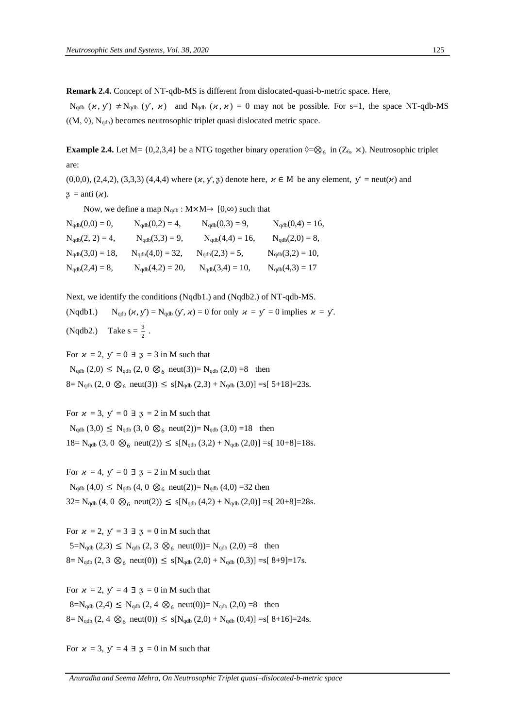**Remark 2.4.** Concept of NT-qdb-MS is different from dislocated-quasi-b-metric space. Here, $N_{qdb}(\varkappa, y) \neq N_{qdb}(y, \varkappa)$ and $N_{qdb}(\varkappa, \varkappa) = 0$ may not be possible. For s=1, the space NT-qdb-MS $((M, \lozenge), N_{qdb})$ becomes neutrosophic triplet quasi dislocated metric space.

**Example 2.4.** Let M= {0,2,3,4} be a NTG together binary operation $\lozenge = \otimes_6$ in $(Z_6, \times)$. Neutrosophic triplet are:

(0,0,0), (2,4,2), (3,3,3) (4,4,4) where $(\varkappa, y, \mathfrak{z})$ denote here, $\varkappa \in M$ be any element, $y$ = neut($\varkappa$) and $\mathfrak{z}$ = anti ($\varkappa$).

Now, we define a map $N_{qdb} : M \times M \rightarrow [0,\infty)$ such that

$N_{qdb}(0,0) = 0$, $N_{qdb}(0,2) = 4$, $N_{qdb}(0,3) = 9$, $N_{qdb}(0,4) = 16$,
$N_{qdb}(2, 2) = 4$, $N_{qdb}(3,3) = 9$, $N_{qdb}(4,4) = 16$, $N_{qdb}(2,0) = 8$,
$N_{qdb}(3,0) = 18$, $N_{qdb}(4,0) = 32$, $N_{qdb}(2,3) = 5$, $N_{qdb}(3,2) = 10$,
$N_{qdb}(2,4) = 8$, $N_{qdb}(4,2) = 20$, $N_{qdb}(3,4) = 10$, $N_{qdb}(4,3) = 17$

Next, we identify the conditions (Nqdb1.) and (Nqdb2.) of NT-qdb-MS.

(Nqdb1.) $N_{qdb}(\varkappa, y) = N_{qdb}(y, \varkappa) = 0$ for only $\varkappa = y = 0$ implies $\varkappa = y$.

(Nqdb2.) Take $s = \frac{3}{2}$ .

For $\varkappa = 2$, $y = 0$ $\exists$ $\mathfrak{z} = 3$ in M such that
$N_{qdb}(2,0) \leq N_{qdb}(2, 0 \otimes_6 \text{neut}(3)) = N_{qdb}(2,0) = 8$ then
$8 = N_{qdb}(2, 0 \otimes_6 \text{neut}(3)) \leq s[N_{qdb}(2,3) + N_{qdb}(3,0)] = s[5+18] = 23s$.

For $\varkappa = 3$, $y = 0$ $\exists$ $\mathfrak{z} = 2$ in M such that
$N_{qdb}(3,0) \leq N_{qdb}(3, 0 \otimes_6 \text{neut}(2)) = N_{qdb}(3,0) = 18$ then
$18 = N_{qdb}(3, 0 \otimes_6 \text{neut}(2)) \leq s[N_{qdb}(3,2) + N_{qdb}(2,0)] = s[10+8] = 18s$.

For $\varkappa = 4$, $y = 0$ $\exists$ $\mathfrak{z} = 2$ in M such that
$N_{qdb}(4,0) \leq N_{qdb}(4, 0 \otimes_6 \text{neut}(2)) = N_{qdb}(4,0) = 32$ then
$32 = N_{qdb}(4, 0 \otimes_6 \text{neut}(2)) \leq s[N_{qdb}(4,2) + N_{qdb}(2,0)] = s[20+8] = 28s$.

For $\varkappa = 2$, $y = 3$ $\exists$ $\mathfrak{z} = 0$ in M such that
$5 = N_{qdb}(2,3) \leq N_{qdb}(2, 3 \otimes_6 \text{neut}(0)) = N_{qdb}(2,0) = 8$ then
$8 = N_{qdb}(2, 3 \otimes_6 \text{neut}(0)) \leq s[N_{qdb}(2,0) + N_{qdb}(0,3)] = s[8+9] = 17s$.

For $\varkappa = 2$, $y = 4$ $\exists$ $\mathfrak{z} = 0$ in M such that
$8 = N_{qdb}(2,4) \leq N_{qdb}(2, 4 \otimes_6 \text{neut}(0)) = N_{qdb}(2,0) = 8$ then
$8 = N_{qdb}(2, 4 \otimes_6 \text{neut}(0)) \leq s[N_{qdb}(2,0) + N_{qdb}(0,4)] = s[8+16] = 24s$.

For $\varkappa = 3$, $y = 4$ $\exists$ $\mathfrak{z} = 0$ in M such that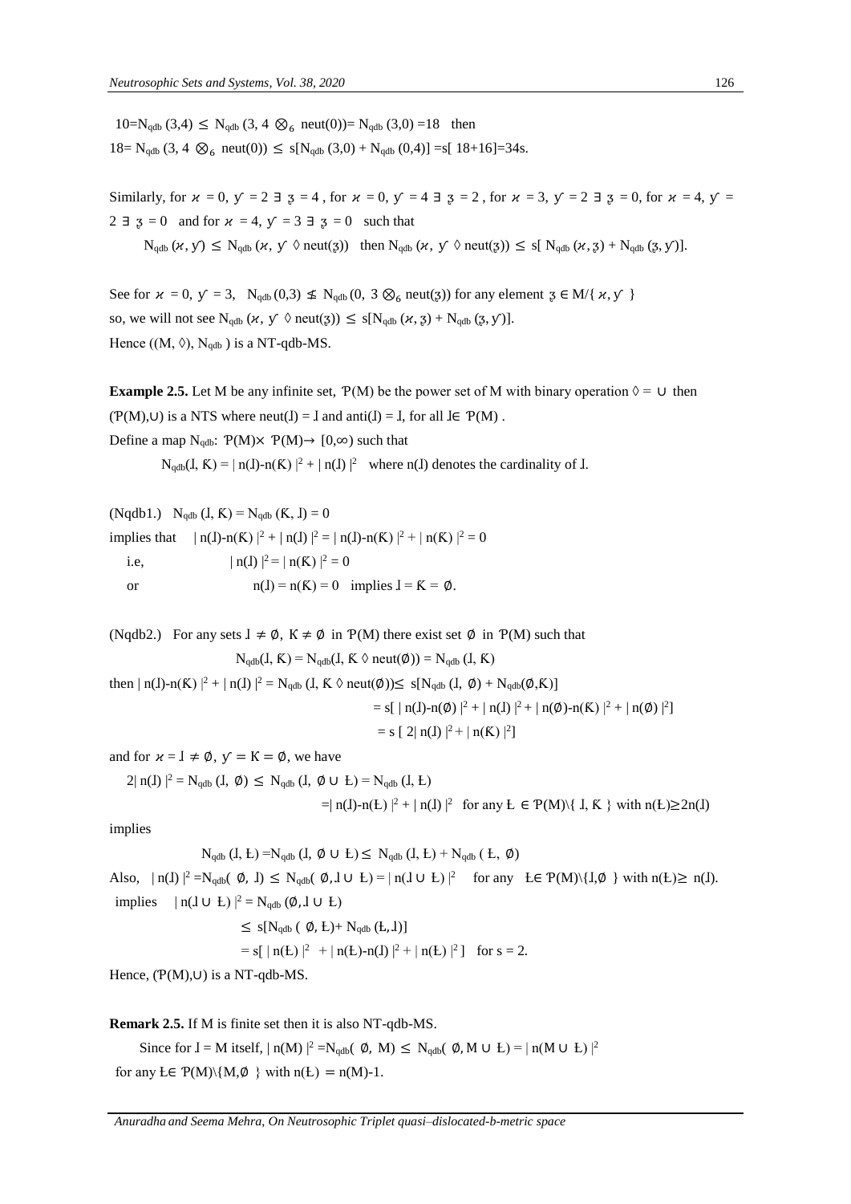$10 = N_{qdb}(3,4) \leq N_{qdb}(3, 4 \otimes_6 \text{neut}(0)) = N_{qdb}(3,0) = 18$ then

$18 = N_{qdb}(3, 4 \otimes_6 \text{neut}(0)) \leq s[N_{qdb}(3,0) + N_{qdb}(0,4)] = s[18+16] = 34s$.

Similarly, for $\varkappa = 0$, $y = 2$ $\exists$ $z = 4$ , for $\varkappa = 0$, $y = 4$ $\exists$ $z = 2$ , for $\varkappa = 3$, $y = 2$ $\exists$ $z = 0$, for $\varkappa = 4$, $y = 2$ $\exists$ $z = 0$ and for $\varkappa = 4$, $y = 3$ $\exists$ $z = 0$ such that

$$N_{qdb}(\varkappa, y) \leq N_{qdb}(\varkappa, y \lozenge \text{neut}(z)) \text{ then } N_{qdb}(\varkappa, y \lozenge \text{neut}(z)) \leq s[N_{qdb}(\varkappa, z) + N_{qdb}(z, y)].$$

See for $\varkappa = 0$, $y = 3$, $N_{qdb}(0,3) \nleq N_{qdb}(0, 3 \otimes_6 \text{neut}(z))$ for any element $z \in M/\{\varkappa, y\}$

so, we will not see $N_{qdb}(\varkappa, y \lozenge \text{neut}(z)) \leq s[N_{qdb}(\varkappa, z) + N_{qdb}(z, y)]$.

Hence $((M, \lozenge), N_{qdb})$ is a NT-qdb-MS.

**Example 2.5.** Let M be any infinite set, $\mathcal{P}(M)$ be the power set of M with binary operation $\lozenge = \cup$ then $(\mathcal{P}(M), \cup)$ is a NTS where $\text{neut}(I) = I$ and $\text{anti}(I) = I$, for all $I \in \mathcal{P}(M)$ .

Define a map $N_{qdb}: \mathcal{P}(M) \times \mathcal{P}(M) \rightarrow [0, \infty)$ such that

$$N_{qdb}(I, K) = |n(I) - n(K)|^2 + |n(I)|^2 \quad \text{where } n(I) \text{ denotes the cardinality of } I.$$

(Nqdb1.) $N_{qdb}(I, K) = N_{qdb}(K, I) = 0$

implies that $|n(I)-n(K)|^2 + |n(I)|^2 = |n(I)-n(K)|^2 + |n(K)|^2 = 0$

i.e, $|n(I)|^2 = |n(K)|^2 = 0$

or $n(I) = n(K) = 0$ implies $I = K = \emptyset$.

(Nqdb2.) For any sets $I \neq \emptyset$, $K \neq \emptyset$ in $\mathcal{P}(M)$ there exist set $\emptyset$ in $\mathcal{P}(M)$ such that

$$N_{qdb}(I, K) = N_{qdb}(I, K \lozenge \text{neut}(\emptyset)) = N_{qdb}(I, K)$$

then $|n(I)-n(K)|^2 + |n(I)|^2 = N_{qdb}(I, K \lozenge \text{neut}(\emptyset)) \leq s[N_{qdb}(I, \emptyset) + N_{qdb}(\emptyset, K)]$

$$= s[\,|n(I)-n(\emptyset)|^2 + |n(I)|^2 + |n(\emptyset)-n(K)|^2 + |n(\emptyset)|^2]$$

$$= s[\,2|n(I)|^2 + |n(K)|^2]$$

and for $\varkappa = I \neq \emptyset$, $y = K = \emptyset$, we have

$2|n(I)|^2 = N_{qdb}(I, \emptyset) \leq N_{qdb}(I, \emptyset \cup Ł) = N_{qdb}(I, Ł)$

$$= |n(I)-n(Ł)|^2 + |n(I)|^2 \quad \text{for any } Ł \in \mathcal{P}(M)\setminus\{I, K\} \text{ with } n(Ł) \geq 2n(I)$$

implies

$$N_{qdb}(I, Ł) = N_{qdb}(I, \emptyset \cup Ł) \leq N_{qdb}(I, Ł) + N_{qdb}(Ł, \emptyset)$$

Also, $|n(I)|^2 = N_{qdb}(\emptyset, I) \leq N_{qdb}(\emptyset, I \cup Ł) = |n(I \cup Ł)|^2$ for any $Ł \in \mathcal{P}(M)\setminus\{I, \emptyset\}$ with $n(Ł) \geq n(I)$.

implies $|n(I \cup Ł)|^2 = N_{qdb}(\emptyset, I \cup Ł)$

$$\leq s[N_{qdb}(\emptyset, Ł) + N_{qdb}(Ł, I)]$$

$$= s[\,|n(Ł)|^2 + |n(Ł)-n(I)|^2 + |n(Ł)|^2] \quad \text{for } s = 2.$$

Hence, $(\mathcal{P}(M), \cup)$ is a NT-qdb-MS.

**Remark 2.5.** If M is finite set then it is also NT-qdb-MS.

Since for $I = M$ itself, $|n(M)|^2 = N_{qdb}(\emptyset, M) \leq N_{qdb}(\emptyset, M \cup Ł) = |n(M \cup Ł)|^2$

for any $Ł \in \mathcal{P}(M)\setminus\{M, \emptyset\}$ with $n(Ł) = n(M)-1$.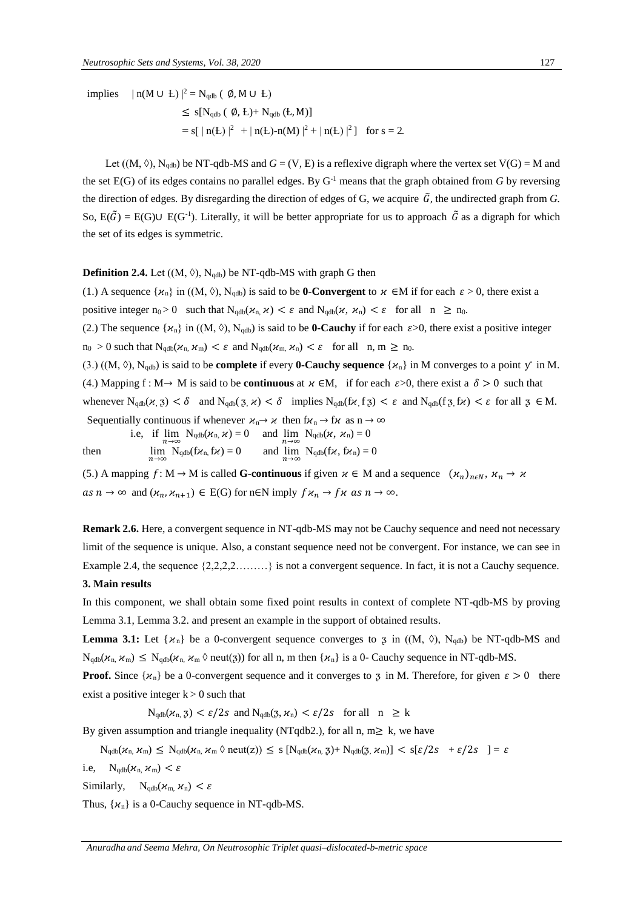implies $\quad | n(M \cup Ł) |^2 = N_{qdb} ( \emptyset, M \cup Ł)$

$$\leq s[N_{qdb} ( \emptyset, Ł) + N_{qdb} (Ł, M)]$$

$$= s[ | n(Ł) |^2 + | n(Ł) - n(M) |^2 + | n(Ł) |^2 ] \quad \text{for } s = 2.$$

Let $((M, \lozenge), N_{qdb})$ be NT-qdb-MS and $G = (V, E)$ is a reflexive digraph where the vertex set $V(G) = M$ and the set $E(G)$ of its edges contains no parallel edges. By $G^{-1}$ means that the graph obtained from $G$ by reversing the direction of edges. By disregarding the direction of edges of G, we acquire $\tilde{G}$, the undirected graph from $G$. So, $E(\tilde{G}) = E(G) \cup E(G^{-1})$. Literally, it will be better appropriate for us to approach $\tilde{G}$ as a digraph for which the set of its edges is symmetric.

**Definition 2.4.** Let $((M, \lozenge), N_{qdb})$ be NT-qdb-MS with graph G then

(1.) A sequence $\{\varkappa_n\}$ in $((M, \lozenge), N_{qdb})$ is said to be **0-Convergent** to $\varkappa \in M$ if for each $\varepsilon > 0$, there exist a positive integer $n_0 > 0$ such that $N_{qdb}(\varkappa_n, \varkappa) < \varepsilon$ and $N_{qdb}(\varkappa, \varkappa_n) < \varepsilon$ for all $n \geq n_0$.

(2.) The sequence $\{\varkappa_n\}$ in $((M, \lozenge), N_{qdb})$ is said to be **0-Cauchy** if for each $\varepsilon > 0$, there exist a positive integer $n_0 > 0$ such that $N_{qdb}(\varkappa_n, \varkappa_m) < \varepsilon$ and $N_{qdb}(\varkappa_m, \varkappa_n) < \varepsilon$ for all $n, m \geq n_0$.

(3.) $((M, \lozenge), N_{qdb})$ is said to be **complete** if every **0-Cauchy sequence** $\{\varkappa_n\}$ in M converges to a point $y$ in M.

(4.) Mapping $f : M \rightarrow M$ is said to be **continuous** at $\varkappa \in M$, if for each $\varepsilon > 0$, there exist a $\delta > 0$ such that whenever $N_{qdb}(\varkappa, \mathfrak{z}) < \delta$ and $N_{qdb}(\mathfrak{z}, \varkappa) < \delta$ implies $N_{qdb}(f\varkappa, f\mathfrak{z}) < \varepsilon$ and $N_{qdb}(f\mathfrak{z}, f\varkappa) < \varepsilon$ for all $\mathfrak{z} \in M$.

Sequentially continuous if whenever $\varkappa_n \rightarrow \varkappa$ then $f\varkappa_n \rightarrow f\varkappa$ as $n \rightarrow \infty$

i.e, if $\lim_{n\to\infty} N_{qdb}(\varkappa_n, \varkappa) = 0$ and $\lim_{n\to\infty} N_{qdb}(\varkappa, \varkappa_n) = 0$

then $\quad \lim_{n\to\infty} N_{qdb}(f\varkappa_n, f\varkappa) = 0$ and $\lim_{n\to\infty} N_{qdb}(f\varkappa, f\varkappa_n) = 0$

(5.) A mapping $f : M \rightarrow M$ is called **G-continuous** if given $\varkappa \in M$ and a sequence $(\varkappa_n)_{n\in N}$, $\varkappa_n \rightarrow \varkappa$ as $n \rightarrow \infty$ and $(\varkappa_n, \varkappa_{n+1}) \in E(G)$ for $n \in N$ imply $f\varkappa_n \rightarrow f\varkappa$ as $n \rightarrow \infty$.

**Remark 2.6.** Here, a convergent sequence in NT-qdb-MS may not be Cauchy sequence and need not necessary limit of the sequence is unique. Also, a constant sequence need not be convergent. For instance, we can see in Example 2.4, the sequence {2,2,2,2………} is not a convergent sequence. In fact, it is not a Cauchy sequence.

## 3. Main results

In this component, we shall obtain some fixed point results in context of complete NT-qdb-MS by proving Lemma 3.1, Lemma 3.2. and present an example in the support of obtained results.

**Lemma 3.1:** Let $\{\varkappa_n\}$ be a 0-convergent sequence converges to $\mathfrak{z}$ in $((M, \lozenge), N_{qdb})$ be NT-qdb-MS and $N_{qdb}(\varkappa_n, \varkappa_m) \leq N_{qdb}(\varkappa_n, \varkappa_m \lozenge \text{neut}(\mathfrak{z}))$ for all n, m then $\{\varkappa_n\}$ is a 0- Cauchy sequence in NT-qdb-MS.

**Proof.** Since $\{\varkappa_n\}$ be a 0-convergent sequence and it converges to $\mathfrak{z}$ in M. Therefore, for given $\varepsilon > 0$ there exist a positive integer $k > 0$ such that

$$N_{qdb}(\varkappa_n, \mathfrak{z}) < \varepsilon/2s \text{ and } N_{qdb}(\mathfrak{z}, \varkappa_n) < \varepsilon/2s \quad \text{for all } n \geq k$$

By given assumption and triangle inequality (NTqdb2.), for all $n, m \geq k$, we have

$$N_{qdb}(\varkappa_n, \varkappa_m) \leq N_{qdb}(\varkappa_n, \varkappa_m \lozenge \text{neut}(z)) \leq s [N_{qdb}(\varkappa_n, \mathfrak{z}) + N_{qdb}(\mathfrak{z}, \varkappa_m)] < s[\varepsilon/2s + \varepsilon/2s ] = \varepsilon$$

i.e, $\quad N_{qdb}(\varkappa_n, \varkappa_m) < \varepsilon$

Similarly, $\quad N_{qdb}(\varkappa_m, \varkappa_n) < \varepsilon$

Thus, $\{\varkappa_n\}$ is a 0-Cauchy sequence in NT-qdb-MS.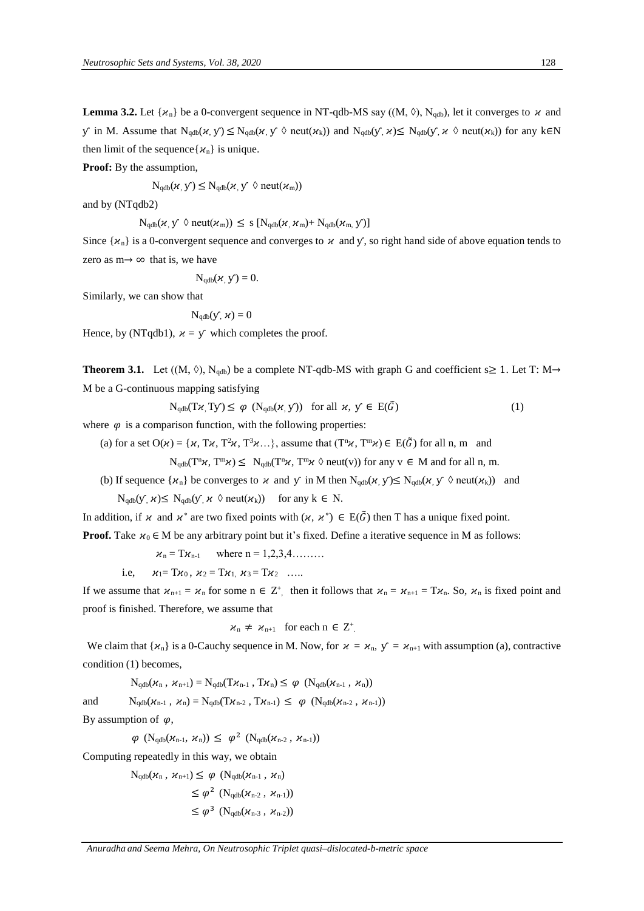**Lemma 3.2.** Let $\{\varkappa_n\}$ be a 0-convergent sequence in NT-qdb-MS say $((M, \lozenge), N_{qdb})$, let it converges to $\varkappa$ and $y$ in M. Assume that $N_{qdb}(\varkappa, y) \leq N_{qdb}(\varkappa, y \lozenge \text{neut}(\varkappa_k))$ and $N_{qdb}(y, \varkappa) \leq N_{qdb}(y, \varkappa \lozenge \text{neut}(\varkappa_k))$ for any $k \in N$ then limit of the sequence $\{\varkappa_n\}$ is unique.

**Proof:** By the assumption,

$$N_{qdb}(\varkappa, y) \leq N_{qdb}(\varkappa, y \lozenge \text{neut}(\varkappa_m))$$

and by (NTqdb2)

$$N_{qdb}(\varkappa, y \lozenge \text{neut}(\varkappa_m)) \leq s\,[N_{qdb}(\varkappa, \varkappa_m) + N_{qdb}(\varkappa_m, y)]$$

Since $\{\varkappa_n\}$ is a 0-convergent sequence and converges to $\varkappa$ and $y$, so right hand side of above equation tends to zero as $m \to \infty$ that is, we have

$$N_{qdb}(\varkappa, y) = 0.$$

Similarly, we can show that

$$N_{qdb}(y, \varkappa) = 0$$

Hence, by (NTqdb1), $\varkappa = y$ which completes the proof.

**Theorem 3.1.** Let $((M, \lozenge), N_{qdb})$ be a complete NT-qdb-MS with graph G and coefficient $s \geq 1$. Let $T: M \rightarrow M$ be a G-continuous mapping satisfying

$$N_{qdb}(T\varkappa, Ty) \leq \varphi\,(N_{qdb}(\varkappa, y)) \quad \text{for all } \varkappa, y \in E(\tilde{G}) \tag{1}$$

where $\varphi$ is a comparison function, with the following properties:

(a) for a set $O(\varkappa) = \{\varkappa, T\varkappa, T^2\varkappa, T^3\varkappa \ldots\}$, assume that $(T^n\varkappa, T^m\varkappa) \in E(\tilde{G})$ for all n, m and

$$N_{qdb}(T^n\varkappa, T^m\varkappa) \leq N_{qdb}(T^n\varkappa, T^m\varkappa \lozenge \text{neut}(v)) \text{ for any } v \in M \text{ and for all n, m.}$$

(b) If sequence $\{\varkappa_n\}$ be converges to $\varkappa$ and $y$ in M then $N_{qdb}(\varkappa, y) \leq N_{qdb}(\varkappa, y \lozenge \text{neut}(\varkappa_k))$ and $N_{qdb}(y, \varkappa) \leq N_{qdb}(y, \varkappa \lozenge \text{neut}(\varkappa_k))$ for any $k \in N$.

In addition, if $\varkappa$ and $\varkappa^*$ are two fixed points with $(\varkappa, \varkappa^*) \in E(\tilde{G})$ then T has a unique fixed point.

**Proof.** Take $\varkappa_0 \in M$ be any arbitrary point but it's fixed. Define a iterative sequence in M as follows:

$$\varkappa_n = T\varkappa_{n-1} \quad \text{where } n = 1,2,3,4\ldots\ldots\ldots$$

$$\text{i.e,} \quad \varkappa_1 = T\varkappa_0,\ \varkappa_2 = T\varkappa_1,\ \varkappa_3 = T\varkappa_2 \ \ldots..$$

If we assume that $\varkappa_{n+1} = \varkappa_n$ for some $n \in Z^+$, then it follows that $\varkappa_n = \varkappa_{n+1} = T\varkappa_n$. So, $\varkappa_n$ is fixed point and proof is finished. Therefore, we assume that

$$\varkappa_n \neq \varkappa_{n+1} \quad \text{for each } n \in Z^+.$$

We claim that $\{\varkappa_n\}$ is a 0-Cauchy sequence in M. Now, for $\varkappa = \varkappa_n$, $y = \varkappa_{n+1}$ with assumption (a), contractive condition (1) becomes,

$$N_{qdb}(\varkappa_n, \varkappa_{n+1}) = N_{qdb}(T\varkappa_{n-1}, T\varkappa_n) \leq \varphi\,(N_{qdb}(\varkappa_{n-1}, \varkappa_n))$$

and
$$N_{qdb}(\varkappa_{n-1}, \varkappa_n) = N_{qdb}(T\varkappa_{n-2}, T\varkappa_{n-1}) \leq \varphi\,(N_{qdb}(\varkappa_{n-2}, \varkappa_{n-1}))$$

By assumption of $\varphi$,

$$\varphi\,(N_{qdb}(\varkappa_{n-1}, \varkappa_n)) \leq \varphi^2\,(N_{qdb}(\varkappa_{n-2}, \varkappa_{n-1}))$$

Computing repeatedly in this way, we obtain

$$\begin{aligned}
N_{qdb}(\varkappa_n, \varkappa_{n+1}) &\leq \varphi\,(N_{qdb}(\varkappa_{n-1}, \varkappa_n)) \\
&\leq \varphi^2\,(N_{qdb}(\varkappa_{n-2}, \varkappa_{n-1})) \\
&\leq \varphi^3\,(N_{qdb}(\varkappa_{n-3}, \varkappa_{n-2}))
\end{aligned}$$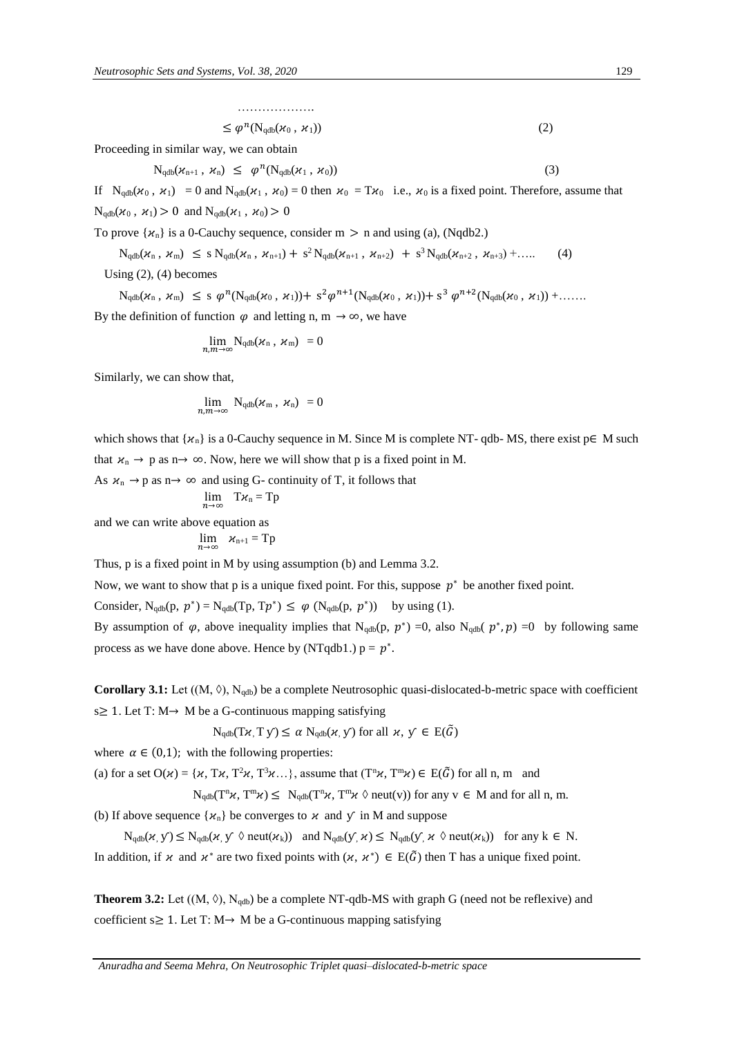……………….

$$\leq \varphi^n(N_{qdb}(\varkappa_0, \varkappa_1)) \tag{2}$$

Proceeding in similar way, we can obtain

$$N_{qdb}(\varkappa_{n+1}, \varkappa_n) \leq \varphi^n(N_{qdb}(\varkappa_1, \varkappa_0)) \tag{3}$$

If $N_{qdb}(\varkappa_0, \varkappa_1) = 0$ and $N_{qdb}(\varkappa_1, \varkappa_0) = 0$ then $\varkappa_0 = T\varkappa_0$ i.e., $\varkappa_0$ is a fixed point. Therefore, assume that $N_{qdb}(\varkappa_0, \varkappa_1) > 0$ and $N_{qdb}(\varkappa_1, \varkappa_0) > 0$

To prove $\{\varkappa_n\}$ is a 0-Cauchy sequence, consider m > n and using (a), (Nqdb2.)

$$N_{qdb}(\varkappa_n, \varkappa_m) \leq s\, N_{qdb}(\varkappa_n, \varkappa_{n+1}) + s^2 N_{qdb}(\varkappa_{n+1}, \varkappa_{n+2}) + s^3 N_{qdb}(\varkappa_{n+2}, \varkappa_{n+3}) + \ldots.. \tag{4}$$

Using (2), (4) becomes

$$N_{qdb}(\varkappa_n, \varkappa_m) \leq s\, \varphi^n(N_{qdb}(\varkappa_0, \varkappa_1)) + s^2 \varphi^{n+1}(N_{qdb}(\varkappa_0, \varkappa_1)) + s^3 \varphi^{n+2}(N_{qdb}(\varkappa_0, \varkappa_1)) + \ldots\ldots.$$

By the definition of function $\varphi$ and letting n, m $\to \infty$, we have

$$\lim_{n,m\to\infty} N_{qdb}(\varkappa_n, \varkappa_m) = 0$$

Similarly, we can show that,

$$\lim_{n,m\to\infty} N_{qdb}(\varkappa_m, \varkappa_n) = 0$$

which shows that $\{\varkappa_n\}$ is a 0-Cauchy sequence in M. Since M is complete NT- qdb- MS, there exist p$\in$ M such that $\varkappa_n \to$ p as n$\to \infty$. Now, here we will show that p is a fixed point in M.

As $\varkappa_n \to$ p as n$\to \infty$ and using G- continuity of T, it follows that

$$\lim_{n\to\infty} T\varkappa_n = Tp$$

and we can write above equation as

$$\lim_{n\to\infty} \varkappa_{n+1} = Tp$$

Thus, p is a fixed point in M by using assumption (b) and Lemma 3.2.

Now, we want to show that p is a unique fixed point. For this, suppose $p^*$ be another fixed point.

Consider, $N_{qdb}(p, p^*) = N_{qdb}(Tp, Tp^*) \leq \varphi\,(N_{qdb}(p, p^*))$ by using (1).

By assumption of $\varphi$, above inequality implies that $N_{qdb}(p, p^*) = 0$, also $N_{qdb}(p^*, p) = 0$ by following same process as we have done above. Hence by (NTqdb1.) p = $p^*$.

**Corollary 3.1:** Let ((M, $\Diamond$), $N_{qdb}$) be a complete Neutrosophic quasi-dislocated-b-metric space with coefficient s$\geq$ 1. Let T: M$\to$ M be a G-continuous mapping satisfying

$$N_{qdb}(T\varkappa, T\,y) \leq \alpha\, N_{qdb}(\varkappa, y) \text{ for all } \varkappa, y \in E(\tilde{G})$$

where $\alpha \in (0,1)$; with the following properties:

(a) for a set $O(\varkappa) = \{\varkappa, T\varkappa, T^2\varkappa, T^3\varkappa\ldots\}$, assume that $(T^n\varkappa, T^m\varkappa) \in E(\tilde{G})$ for all n, m and

$$N_{qdb}(T^n\varkappa, T^m\varkappa) \leq N_{qdb}(T^n\varkappa, T^m\varkappa \Diamond \text{neut}(v)) \text{ for any } v \in M \text{ and for all n, m.}$$

(b) If above sequence $\{\varkappa_n\}$ be converges to $\varkappa$ and $y$ in M and suppose

$$N_{qdb}(\varkappa, y) \leq N_{qdb}(\varkappa, y \Diamond \text{neut}(\varkappa_k)) \text{ and } N_{qdb}(y, \varkappa) \leq N_{qdb}(y, \varkappa \Diamond \text{neut}(\varkappa_k)) \text{ for any } k \in N.$$

In addition, if $\varkappa$ and $\varkappa^*$ are two fixed points with $(\varkappa, \varkappa^*) \in E(\tilde{G})$ then T has a unique fixed point.

**Theorem 3.2:** Let ((M, $\Diamond$), $N_{qdb}$) be a complete NT-qdb-MS with graph G (need not be reflexive) and coefficient s$\geq$ 1. Let T: M$\to$ M be a G-continuous mapping satisfying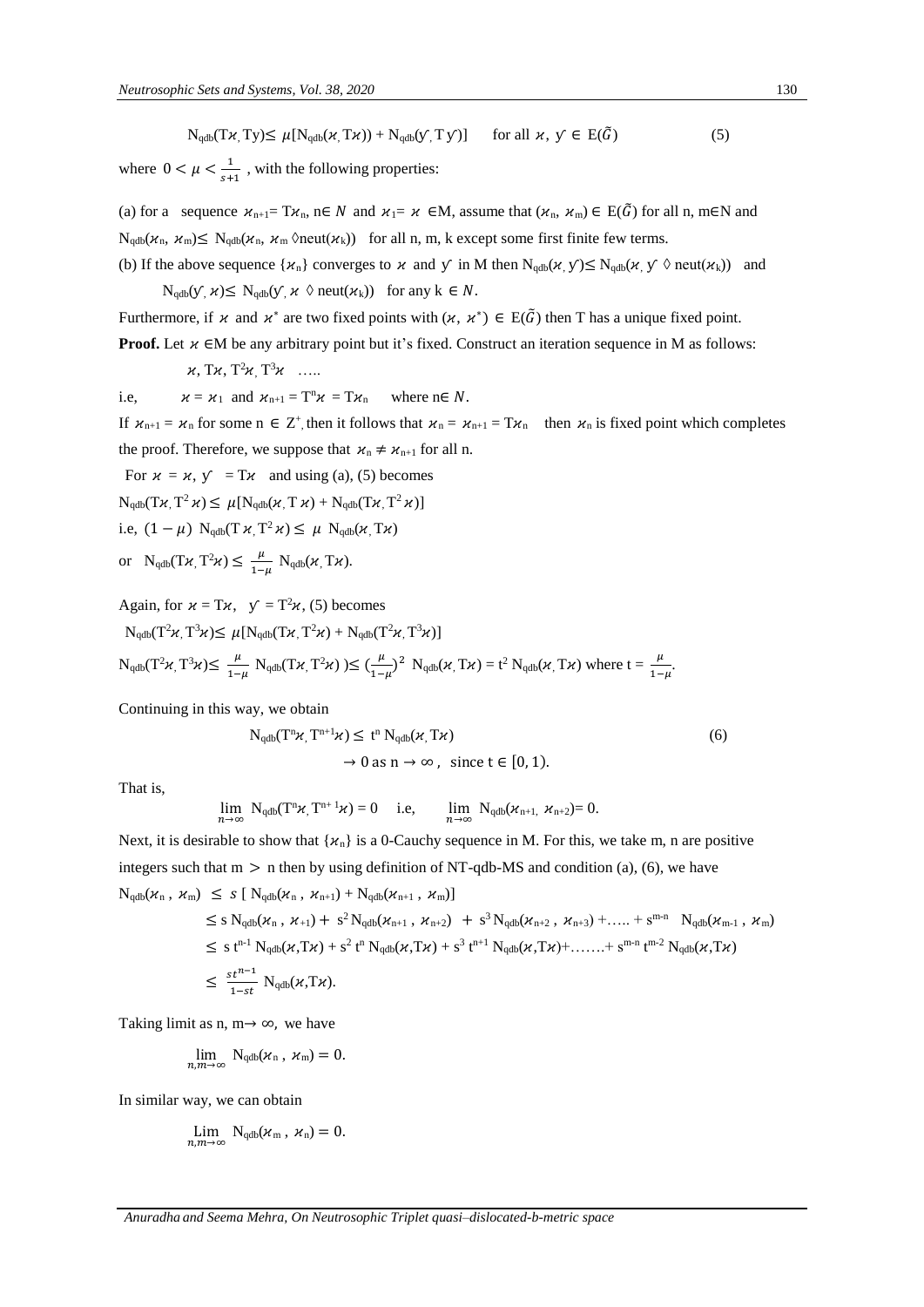$$N_{qdb}(T\varkappa, Ty) \leq \mu[N_{qdb}(\varkappa, T\varkappa)) + N_{qdb}(y, Ty)] \quad \text{for all } \varkappa, y \in E(\tilde{G}) \tag{5}$$

where $0 < \mu < \frac{1}{s+1}$ , with the following properties:

(a) for a sequence $\varkappa_{n+1} = T\varkappa_n$, $n \in N$ and $\varkappa_1 = \varkappa \in M$, assume that $(\varkappa_n, \varkappa_m) \in E(\tilde{G})$ for all n, m∈N and $N_{qdb}(\varkappa_n, \varkappa_m) \leq N_{qdb}(\varkappa_n, \varkappa_m \lozenge \text{neut}(\varkappa_k))$ for all n, m, k except some first finite few terms.

(b) If the above sequence $\{\varkappa_n\}$ converges to $\varkappa$ and $y$ in M then $N_{qdb}(\varkappa, y) \leq N_{qdb}(\varkappa, y \lozenge \text{neut}(\varkappa_k))$ and $N_{qdb}(y, \varkappa) \leq N_{qdb}(y, \varkappa \lozenge \text{neut}(\varkappa_k))$ for any $k \in N$.

Furthermore, if $\varkappa$ and $\varkappa^*$ are two fixed points with $(\varkappa, \varkappa^*) \in E(\tilde{G})$ then T has a unique fixed point.

**Proof.** Let $\varkappa \in M$ be any arbitrary point but it's fixed. Construct an iteration sequence in M as follows:

$\varkappa, T\varkappa, T^2\varkappa, T^3\varkappa \quad \ldots$

i.e, $\quad \varkappa = \varkappa_1$ and $\varkappa_{n+1} = T^n\varkappa = T\varkappa_n$ where $n \in N$.

If $\varkappa_{n+1} = \varkappa_n$ for some $n \in Z^+$, then it follows that $\varkappa_n = \varkappa_{n+1} = T\varkappa_n$ then $\varkappa_n$ is fixed point which completes the proof. Therefore, we suppose that $\varkappa_n \neq \varkappa_{n+1}$ for all n.

For $\varkappa = \varkappa$, $y = T\varkappa$ and using (a), (5) becomes

$N_{qdb}(T\varkappa, T^2\varkappa) \leq \mu[N_{qdb}(\varkappa, T\varkappa) + N_{qdb}(T\varkappa, T^2\varkappa)]$

i.e, $(1-\mu)\ N_{qdb}(T\varkappa, T^2\varkappa) \leq \mu\ N_{qdb}(\varkappa, T\varkappa)$

or $\quad N_{qdb}(T\varkappa, T^2\varkappa) \leq \frac{\mu}{1-\mu}\ N_{qdb}(\varkappa, T\varkappa)$.

Again, for $\varkappa = T\varkappa$, $y = T^2\varkappa$, (5) becomes

$N_{qdb}(T^2\varkappa, T^3\varkappa) \leq \mu[N_{qdb}(T\varkappa, T^2\varkappa) + N_{qdb}(T^2\varkappa, T^3\varkappa)]$

$N_{qdb}(T^2\varkappa, T^3\varkappa) \leq \frac{\mu}{1-\mu}\ N_{qdb}(T\varkappa, T^2\varkappa)) \leq (\frac{\mu}{1-\mu})^2\ N_{qdb}(\varkappa, T\varkappa) = t^2\ N_{qdb}(\varkappa, T\varkappa)$ where $t = \frac{\mu}{1-\mu}$.

Continuing in this way, we obtain

$$N_{qdb}(T^n\varkappa, T^{n+1}\varkappa) \leq t^n\ N_{qdb}(\varkappa, T\varkappa) \tag{6}$$

$$\rightarrow 0 \text{ as } n \rightarrow \infty, \text{ since } t \in [0, 1).$$

That is,

$$\lim_{n\to\infty} N_{qdb}(T^n\varkappa, T^{n+1}\varkappa) = 0 \quad \text{i.e,} \quad \lim_{n\to\infty} N_{qdb}(\varkappa_{n+1}, \varkappa_{n+2}) = 0.$$

Next, it is desirable to show that $\{\varkappa_n\}$ is a 0-Cauchy sequence in M. For this, we take m, n are positive integers such that $m > n$ then by using definition of NT-qdb-MS and condition (a), (6), we have

$$\begin{aligned}
N_{qdb}(\varkappa_n, \varkappa_m) &\leq s\,[\,N_{qdb}(\varkappa_n, \varkappa_{n+1}) + N_{qdb}(\varkappa_{n+1}, \varkappa_m)] \\
&\leq s\,N_{qdb}(\varkappa_n, \varkappa_{+1}) + s^2 N_{qdb}(\varkappa_{n+1}, \varkappa_{n+2}) + s^3 N_{qdb}(\varkappa_{n+2}, \varkappa_{n+3}) + \ldots + s^{m-n}\ N_{qdb}(\varkappa_{m-1}, \varkappa_m) \\
&\leq s\,t^{n-1} N_{qdb}(\varkappa, T\varkappa) + s^2\,t^n N_{qdb}(\varkappa, T\varkappa) + s^3\,t^{n+1} N_{qdb}(\varkappa, T\varkappa) + \ldots + s^{m-n}\,t^{m-2} N_{qdb}(\varkappa, T\varkappa) \\
&\leq \frac{st^{n-1}}{1-st}\ N_{qdb}(\varkappa, T\varkappa).
\end{aligned}$$

Taking limit as n, m→ ∞, we have

$$\lim_{n,m\to\infty} N_{qdb}(\varkappa_n, \varkappa_m) = 0.$$

In similar way, we can obtain

$$\text{Lim}_{n,m\to\infty} N_{qdb}(\varkappa_m, \varkappa_n) = 0.$$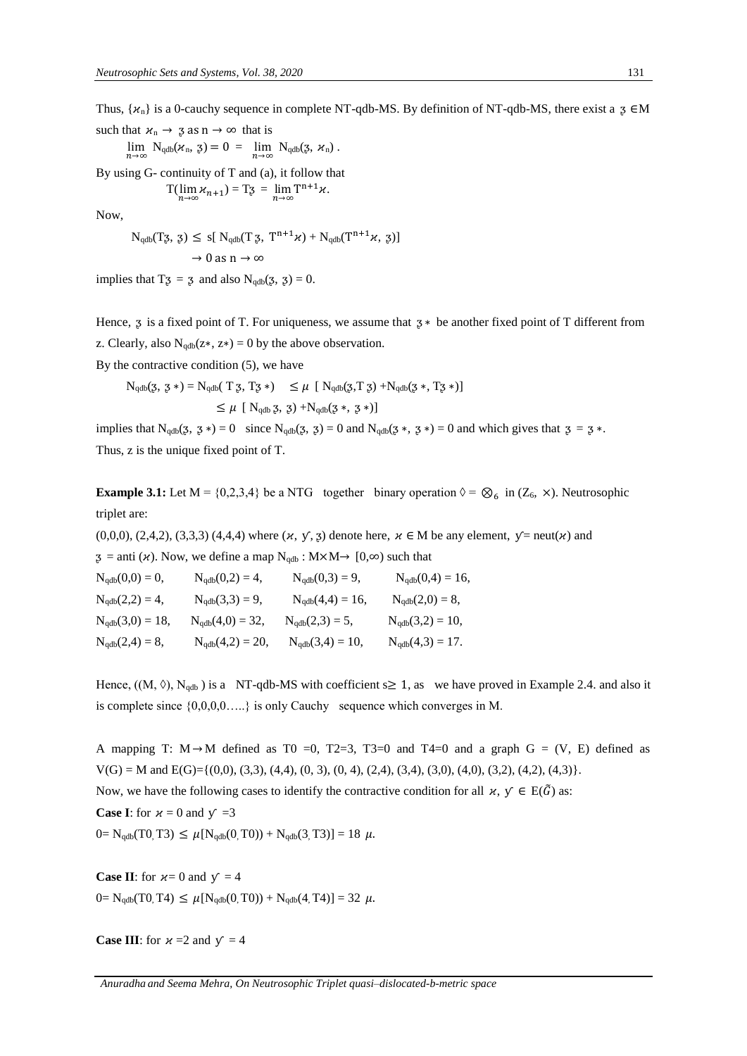Thus, $\{\varkappa_n\}$ is a 0-cauchy sequence in complete NT-qdb-MS. By definition of NT-qdb-MS, there exist a $\mathfrak{z} \in M$ such that $\varkappa_n \to \mathfrak{z}$ as $n \to \infty$ that is

$$\lim_{n\to\infty} N_{qdb}(\varkappa_n, \mathfrak{z}) = 0 = \lim_{n\to\infty} N_{qdb}(\mathfrak{z}, \varkappa_n).$$

By using G- continuity of T and (a), it follow that

$$T(\lim_{n\to\infty} \varkappa_{n+1}) = T\mathfrak{z} = \lim_{n\to\infty} T^{n+1}\varkappa.$$

Now,

$$N_{qdb}(T\mathfrak{z}, \mathfrak{z}) \leq s[\, N_{qdb}(T\mathfrak{z}, T^{n+1}\varkappa) + N_{qdb}(T^{n+1}\varkappa, \mathfrak{z})]$$

$$\to 0 \text{ as } n \to \infty$$

implies that $T\mathfrak{z} = \mathfrak{z}$ and also $N_{qdb}(\mathfrak{z}, \mathfrak{z}) = 0$.

Hence, $\mathfrak{z}$ is a fixed point of T. For uniqueness, we assume that $\mathfrak{z}*$ be another fixed point of T different from z. Clearly, also $N_{qdb}(z*, z*) = 0$ by the above observation.

By the contractive condition (5), we have

$$N_{qdb}(\mathfrak{z}, \mathfrak{z}*) = N_{qdb}(T\mathfrak{z}, T\mathfrak{z}*) \quad \leq \mu\ [\, N_{qdb}(\mathfrak{z}, T\mathfrak{z}) + N_{qdb}(\mathfrak{z}*, T\mathfrak{z}*)]$$

$$\leq \mu\ [\, N_{qdb}\, \mathfrak{z}, \mathfrak{z}) + N_{qdb}(\mathfrak{z}*, \mathfrak{z}*)]$$

implies that $N_{qdb}(\mathfrak{z}, \mathfrak{z}*) = 0$ since $N_{qdb}(\mathfrak{z}, \mathfrak{z}) = 0$ and $N_{qdb}(\mathfrak{z}*, \mathfrak{z}*) = 0$ and which gives that $\mathfrak{z} = \mathfrak{z}*$.

Thus, z is the unique fixed point of T.

**Example 3.1:** Let M = {0,2,3,4} be a NTG together binary operation $\lozenge = \otimes_6$ in $(Z_6, \times)$. Neutrosophic triplet are:

(0,0,0), (2,4,2), (3,3,3) (4,4,4) where $(\varkappa, y, \mathfrak{z})$ denote here, $\varkappa \in M$ be any element, $y = \text{neut}(\varkappa)$ and $\mathfrak{z} = \text{anti}(\varkappa)$. Now, we define a map $N_{qdb} : M\times M \to [0,\infty)$ such that

$N_{qdb}(0,0) = 0$, $N_{qdb}(0,2) = 4$, $N_{qdb}(0,3) = 9$, $N_{qdb}(0,4) = 16$,

$N_{qdb}(2,2) = 4$, $N_{qdb}(3,3) = 9$, $N_{qdb}(4,4) = 16$, $N_{qdb}(2,0) = 8$,

$N_{qdb}(3,0) = 18$, $N_{qdb}(4,0) = 32$, $N_{qdb}(2,3) = 5$, $N_{qdb}(3,2) = 10$,

$N_{qdb}(2,4) = 8$, $N_{qdb}(4,2) = 20$, $N_{qdb}(3,4) = 10$, $N_{qdb}(4,3) = 17$.

Hence, $((M, \lozenge), N_{qdb})$ is a NT-qdb-MS with coefficient $s \geq 1$, as we have proved in Example 2.4. and also it is complete since {0,0,0,0…..} is only Cauchy sequence which converges in M.

A mapping T: M→M defined as T0 =0, T2=3, T3=0 and T4=0 and a graph G = (V, E) defined as V(G) = M and E(G)={(0,0), (3,3), (4,4), (0, 3), (0, 4), (2,4), (3,4), (3,0), (4,0), (3,2), (4,2), (4,3)}.

Now, we have the following cases to identify the contractive condition for all $\varkappa, y \in E(\tilde{G})$ as:

**Case I**: for $\varkappa = 0$ and $y = 3$

$0 = N_{qdb}(T0, T3) \leq \mu[N_{qdb}(0, T0)) + N_{qdb}(3, T3)] = 18\ \mu.$

**Case II**: for $\varkappa = 0$ and $y = 4$

$0 = N_{qdb}(T0, T4) \leq \mu[N_{qdb}(0, T0)) + N_{qdb}(4, T4)] = 32\ \mu.$

**Case III**: for $\varkappa = 2$ and $y = 4$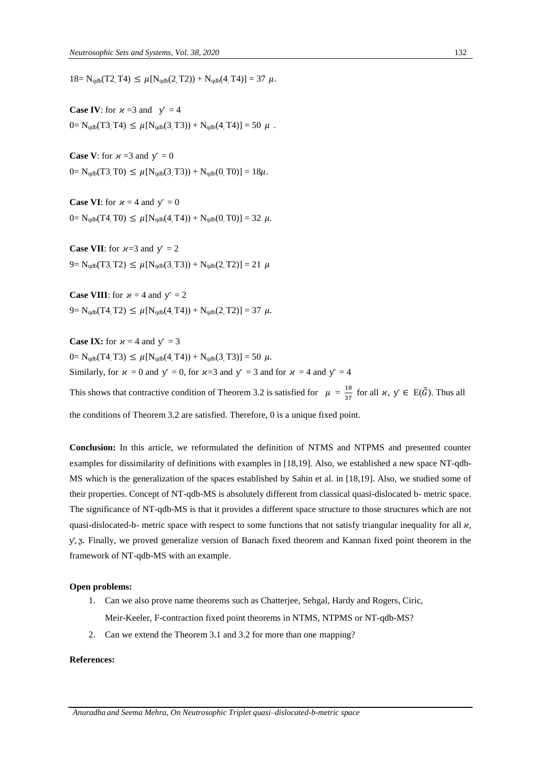$18 = N_{qdb}(T2, T4) \leq \mu[N_{qdb}(2, T2)) + N_{qdb}(4, T4)] = 37\ \mu.$

**Case IV**: for $\varkappa = 3$ and $y = 4$

$0 = N_{qdb}(T3, T4) \leq \mu[N_{qdb}(3, T3)) + N_{qdb}(4, T4)] = 50\ \mu\ .$

**Case V**: for $\varkappa = 3$ and $y = 0$

$0 = N_{qdb}(T3, T0) \leq \mu[N_{qdb}(3, T3)) + N_{qdb}(0, T0)] = 18\mu.$

**Case VI**: for $\varkappa = 4$ and $y = 0$

$0 = N_{qdb}(T4, T0) \leq \mu[N_{qdb}(4, T4)) + N_{qdb}(0, T0)] = 32\ \mu.$

**Case VII**: for $\varkappa = 3$ and $y = 2$

$9 = N_{qdb}(T3, T2) \leq \mu[N_{qdb}(3, T3)) + N_{qdb}(2, T2)] = 21\ \mu$

**Case VIII**: for $\varkappa = 4$ and $y = 2$

$9 = N_{qdb}(T4, T2) \leq \mu[N_{qdb}(4, T4)) + N_{qdb}(2, T2)] = 37\ \mu.$

**Case IX:** for $\varkappa = 4$ and $y = 3$

$0 = N_{qdb}(T4, T3) \leq \mu[N_{qdb}(4, T4)) + N_{qdb}(3, T3)] = 50\ \mu.$

Similarly, for $\varkappa = 0$ and $y = 0$, for $\varkappa = 3$ and $y = 3$ and for $\varkappa = 4$ and $y = 4$

This shows that contractive condition of Theorem 3.2 is satisfied for $\mu = \frac{18}{37}$ for all $\varkappa, y \in E(\tilde{G})$. Thus all the conditions of Theorem 3.2 are satisfied. Therefore, 0 is a unique fixed point.

**Conclusion:** In this article, we reformulated the definition of NTMS and NTPMS and presented counter examples for dissimilarity of definitions with examples in [18,19]. Also, we established a new space NT-qdb-MS which is the generalization of the spaces established by Sahin et al. in [18,19]. Also, we studied some of their properties. Concept of NT-qdb-MS is absolutely different from classical quasi-dislocated b- metric space. The significance of NT-qdb-MS is that it provides a different space structure to those structures which are not quasi-dislocated-b- metric space with respect to some functions that not satisfy triangular inequality for all $\varkappa$, $y$, $z$. Finally, we proved generalize version of Banach fixed theorem and Kannan fixed point theorem in the framework of NT-qdb-MS with an example.

**Open problems:**

1. Can we also prove name theorems such as Chatterjee, Sehgal, Hardy and Rogers, Ciric, Meir-Keeler, F-contraction fixed point theorems in NTMS, NTPMS or NT-qdb-MS?
2. Can we extend the Theorem 3.1 and 3.2 for more than one mapping?

**References:**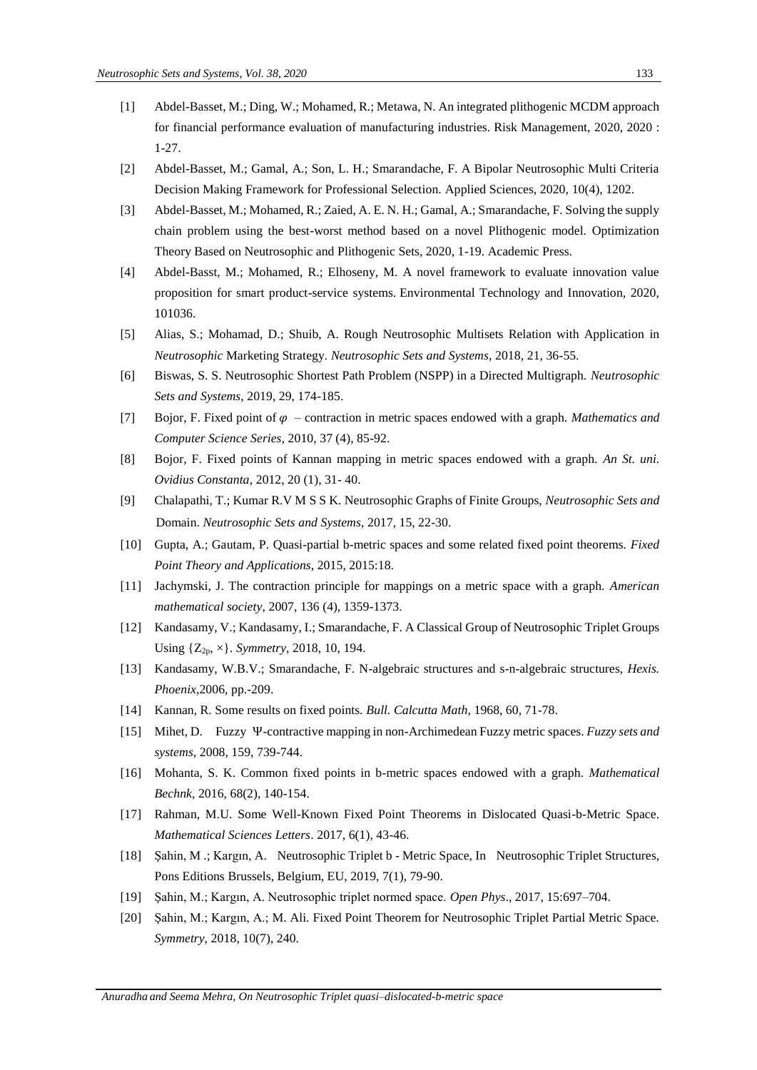[1] Abdel-Basset, M.; Ding, W.; Mohamed, R.; Metawa, N. An integrated plithogenic MCDM approach for financial performance evaluation of manufacturing industries. Risk Management, 2020, 2020 : 1-27.

[2] Abdel-Basset, M.; Gamal, A.; Son, L. H.; Smarandache, F. A Bipolar Neutrosophic Multi Criteria Decision Making Framework for Professional Selection. Applied Sciences, 2020, 10(4), 1202.

[3] Abdel-Basset, M.; Mohamed, R.; Zaied, A. E. N. H.; Gamal, A.; Smarandache, F. Solving the supply chain problem using the best-worst method based on a novel Plithogenic model. Optimization Theory Based on Neutrosophic and Plithogenic Sets, 2020, 1-19. Academic Press.

[4] Abdel-Basst, M.; Mohamed, R.; Elhoseny, M. A novel framework to evaluate innovation value proposition for smart product-service systems. Environmental Technology and Innovation, 2020, 101036.

[5] Alias, S.; Mohamad, D.; Shuib, A. Rough Neutrosophic Multisets Relation with Application in *Neutrosophic* Marketing Strategy. *Neutrosophic Sets and Systems*, 2018, 21, 36-55.

[6] Biswas, S. S. Neutrosophic Shortest Path Problem (NSPP) in a Directed Multigraph. *Neutrosophic Sets and Systems*, 2019, 29, 174-185.

[7] Bojor, F. Fixed point of $\varphi$ – contraction in metric spaces endowed with a graph. *Mathematics and Computer Science Series*, 2010, 37 (4), 85-92.

[8] Bojor, F. Fixed points of Kannan mapping in metric spaces endowed with a graph. *An St. uni. Ovidius Constanta*, 2012, 20 (1), 31- 40.

[9] Chalapathi, T.; Kumar R.V M S S K. Neutrosophic Graphs of Finite Groups, *Neutrosophic Sets and* Domain. *Neutrosophic Sets and Systems*, 2017, 15, 22-30.

[10] Gupta, A.; Gautam, P. Quasi-partial b-metric spaces and some related fixed point theorems. *Fixed Point Theory and Applications*, 2015, 2015:18.

[11] Jachymski, J. The contraction principle for mappings on a metric space with a graph. *American mathematical society*, 2007, 136 (4), 1359-1373.

[12] Kandasamy, V.; Kandasamy, I.; Smarandache, F. A Classical Group of Neutrosophic Triplet Groups Using $\{Z_{2p}, \times\}$. *Symmetry*, 2018, 10, 194.

[13] Kandasamy, W.B.V.; Smarandache, F. N-algebraic structures and s-n-algebraic structures, *Hexis. Phoenix*,2006, pp.-209.

[14] Kannan, R. Some results on fixed points. *Bull. Calcutta Math*, 1968, 60, 71-78.

[15] Mihet, D. Fuzzy Ψ-contractive mapping in non-Archimedean Fuzzy metric spaces. *Fuzzy sets and systems*, 2008, 159, 739-744.

[16] Mohanta, S. K. Common fixed points in b-metric spaces endowed with a graph. *Mathematical Bechnk*, 2016, 68(2), 140-154.

[17] Rahman, M.U. Some Well-Known Fixed Point Theorems in Dislocated Quasi-b-Metric Space. *Mathematical Sciences Letters*. 2017, 6(1), 43-46.

[18] Şahin, M .; Kargın, A. Neutrosophic Triplet b - Metric Space, In Neutrosophic Triplet Structures, Pons Editions Brussels, Belgium, EU, 2019, 7(1), 79-90.

[19] Şahin, M.; Kargın, A. Neutrosophic triplet normed space. *Open Phys*., 2017, 15:697–704.

[20] Şahin, M.; Kargın, A.; M. Ali. Fixed Point Theorem for Neutrosophic Triplet Partial Metric Space. *Symmetry*, 2018, 10(7), 240.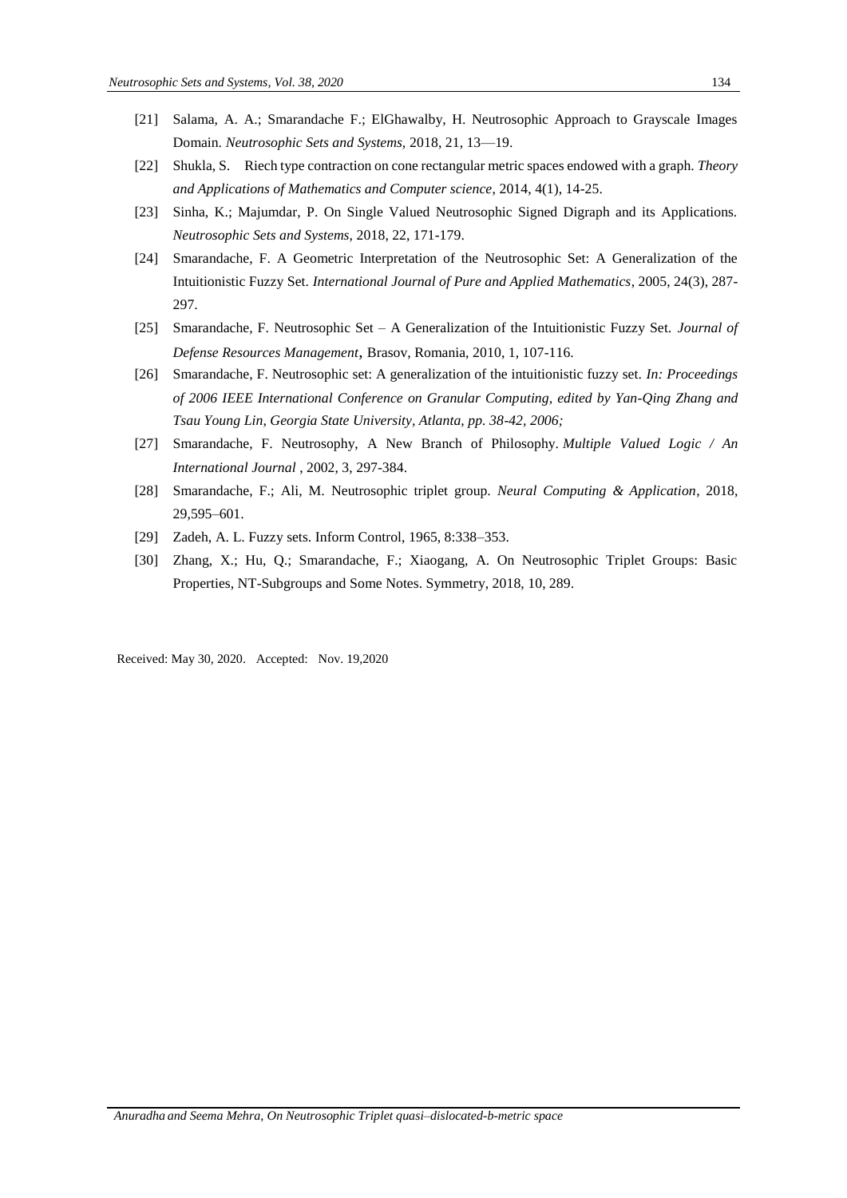[21] Salama, A. A.; Smarandache F.; ElGhawalby, H. Neutrosophic Approach to Grayscale Images Domain. *Neutrosophic Sets and Systems,* 2018, 21, 13—19.

[22] Shukla, S. Riech type contraction on cone rectangular metric spaces endowed with a graph. *Theory and Applications of Mathematics and Computer science*, 2014, 4(1), 14-25.

[23] Sinha, K.; Majumdar, P. On Single Valued Neutrosophic Signed Digraph and its Applications. *Neutrosophic Sets and Systems,* 2018, 22, 171-179.

[24] Smarandache, F. A Geometric Interpretation of the Neutrosophic Set: A Generalization of the Intuitionistic Fuzzy Set. *International Journal of Pure and Applied Mathematics*, 2005, 24(3), 287-297.

[25] Smarandache, F. Neutrosophic Set – A Generalization of the Intuitionistic Fuzzy Set. *Journal of Defense Resources Management*, Brasov, Romania, 2010, 1, 107-116.

[26] Smarandache, F. Neutrosophic set: A generalization of the intuitionistic fuzzy set. *In: Proceedings of 2006 IEEE International Conference on Granular Computing, edited by Yan-Qing Zhang and Tsau Young Lin, Georgia State University, Atlanta, pp. 38-42, 2006;*

[27] Smarandache, F. Neutrosophy, A New Branch of Philosophy. *Multiple Valued Logic / An International Journal* , 2002, 3, 297-384.

[28] Smarandache, F.; Ali, M. Neutrosophic triplet group. *Neural Computing & Application*, 2018, 29,595–601.

[29] Zadeh, A. L. Fuzzy sets. Inform Control, 1965, 8:338–353.

[30] Zhang, X.; Hu, Q.; Smarandache, F.; Xiaogang, A. On Neutrosophic Triplet Groups: Basic Properties, NT-Subgroups and Some Notes. Symmetry, 2018, 10, 289.

Received: May 30, 2020. Accepted: Nov. 19,2020